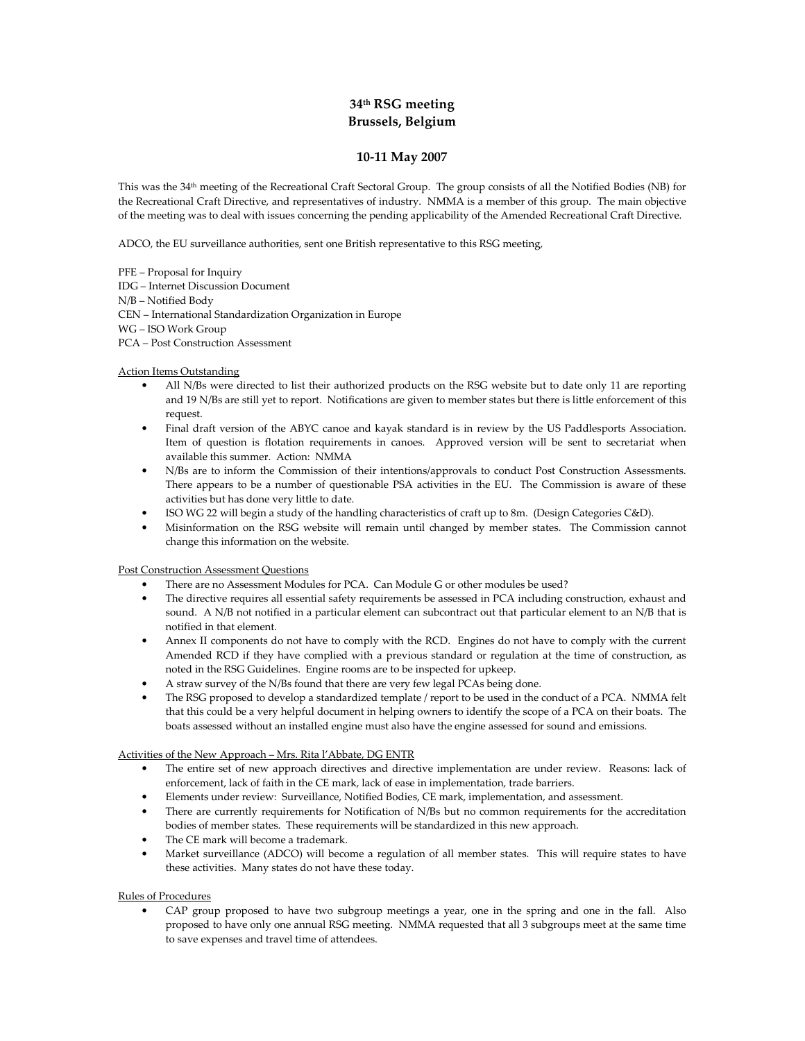# 34th RSG meeting
# Brussels, Belgium

## 10-11 May 2007

This was the 34th meeting of the Recreational Craft Sectoral Group. The group consists of all the Notified Bodies (NB) for the Recreational Craft Directive, and representatives of industry. NMMA is a member of this group. The main objective of the meeting was to deal with issues concerning the pending applicability of the Amended Recreational Craft Directive.

ADCO, the EU surveillance authorities, sent one British representative to this RSG meeting,

PFE – Proposal for Inquiry
IDG – Internet Discussion Document
N/B – Notified Body
CEN – International Standardization Organization in Europe
WG – ISO Work Group
PCA – Post Construction Assessment

Action Items Outstanding

- All N/Bs were directed to list their authorized products on the RSG website but to date only 11 are reporting and 19 N/Bs are still yet to report. Notifications are given to member states but there is little enforcement of this request.
- Final draft version of the ABYC canoe and kayak standard is in review by the US Paddlesports Association. Item of question is flotation requirements in canoes. Approved version will be sent to secretariat when available this summer. Action: NMMA
- N/Bs are to inform the Commission of their intentions/approvals to conduct Post Construction Assessments. There appears to be a number of questionable PSA activities in the EU. The Commission is aware of these activities but has done very little to date.
- ISO WG 22 will begin a study of the handling characteristics of craft up to 8m. (Design Categories C&D).
- Misinformation on the RSG website will remain until changed by member states. The Commission cannot change this information on the website.

Post Construction Assessment Questions

- There are no Assessment Modules for PCA. Can Module G or other modules be used?
- The directive requires all essential safety requirements be assessed in PCA including construction, exhaust and sound. A N/B not notified in a particular element can subcontract out that particular element to an N/B that is notified in that element.
- Annex II components do not have to comply with the RCD. Engines do not have to comply with the current Amended RCD if they have complied with a previous standard or regulation at the time of construction, as noted in the RSG Guidelines. Engine rooms are to be inspected for upkeep.
- A straw survey of the N/Bs found that there are very few legal PCAs being done.
- The RSG proposed to develop a standardized template / report to be used in the conduct of a PCA. NMMA felt that this could be a very helpful document in helping owners to identify the scope of a PCA on their boats. The boats assessed without an installed engine must also have the engine assessed for sound and emissions.

Activities of the New Approach – Mrs. Rita l'Abbate, DG ENTR

- The entire set of new approach directives and directive implementation are under review. Reasons: lack of enforcement, lack of faith in the CE mark, lack of ease in implementation, trade barriers.
- Elements under review: Surveillance, Notified Bodies, CE mark, implementation, and assessment.
- There are currently requirements for Notification of N/Bs but no common requirements for the accreditation bodies of member states. These requirements will be standardized in this new approach.
- The CE mark will become a trademark.
- Market surveillance (ADCO) will become a regulation of all member states. This will require states to have these activities. Many states do not have these today.

Rules of Procedures

- CAP group proposed to have two subgroup meetings a year, one in the spring and one in the fall. Also proposed to have only one annual RSG meeting. NMMA requested that all 3 subgroups meet at the same time to save expenses and travel time of attendees.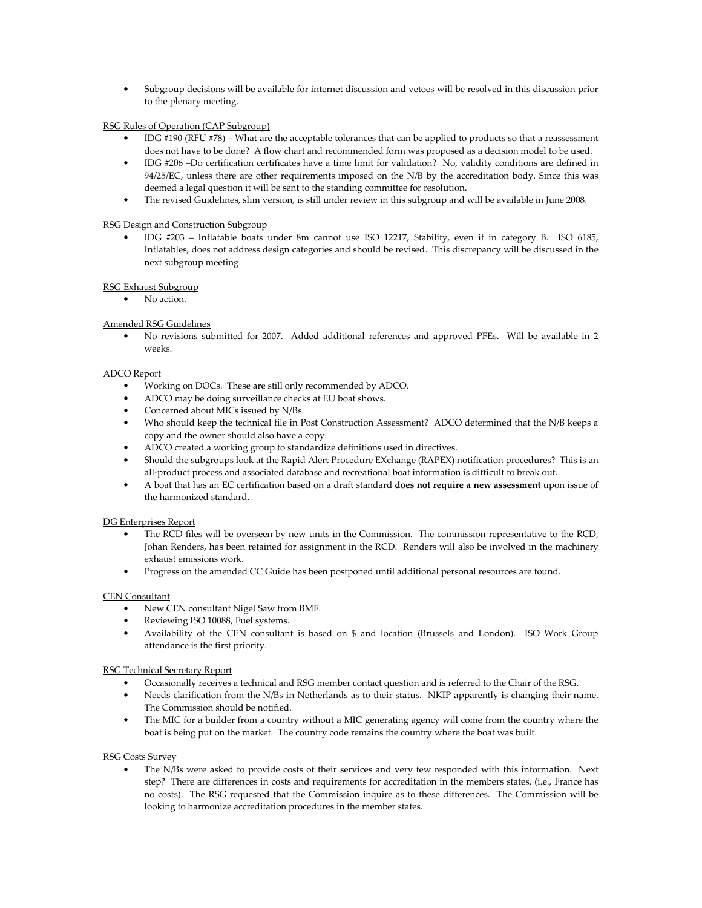- Subgroup decisions will be available for internet discussion and vetoes will be resolved in this discussion prior to the plenary meeting.

RSG Rules of Operation (CAP Subgroup)

- IDG #190 (RFU #78) – What are the acceptable tolerances that can be applied to products so that a reassessment does not have to be done? A flow chart and recommended form was proposed as a decision model to be used.
- IDG #206 –Do certification certificates have a time limit for validation? No, validity conditions are defined in 94/25/EC, unless there are other requirements imposed on the N/B by the accreditation body. Since this was deemed a legal question it will be sent to the standing committee for resolution.
- The revised Guidelines, slim version, is still under review in this subgroup and will be available in June 2008.

RSG Design and Construction Subgroup

- IDG #203 – Inflatable boats under 8m cannot use ISO 12217, Stability, even if in category B. ISO 6185, Inflatables, does not address design categories and should be revised. This discrepancy will be discussed in the next subgroup meeting.

RSG Exhaust Subgroup

- No action.

Amended RSG Guidelines

- No revisions submitted for 2007. Added additional references and approved PFEs. Will be available in 2 weeks.

ADCO Report

- Working on DOCs. These are still only recommended by ADCO.
- ADCO may be doing surveillance checks at EU boat shows.
- Concerned about MICs issued by N/Bs.
- Who should keep the technical file in Post Construction Assessment? ADCO determined that the N/B keeps a copy and the owner should also have a copy.
- ADCO created a working group to standardize definitions used in directives.
- Should the subgroups look at the Rapid Alert Procedure EXchange (RAPEX) notification procedures? This is an all-product process and associated database and recreational boat information is difficult to break out.
- A boat that has an EC certification based on a draft standard **does not require a new assessment** upon issue of the harmonized standard.

DG Enterprises Report

- The RCD files will be overseen by new units in the Commission. The commission representative to the RCD, Johan Renders, has been retained for assignment in the RCD. Renders will also be involved in the machinery exhaust emissions work.
- Progress on the amended CC Guide has been postponed until additional personal resources are found.

CEN Consultant

- New CEN consultant Nigel Saw from BMF.
- Reviewing ISO 10088, Fuel systems.
- Availability of the CEN consultant is based on $ and location (Brussels and London). ISO Work Group attendance is the first priority.

RSG Technical Secretary Report

- Occasionally receives a technical and RSG member contact question and is referred to the Chair of the RSG.
- Needs clarification from the N/Bs in Netherlands as to their status. NKIP apparently is changing their name. The Commission should be notified.
- The MIC for a builder from a country without a MIC generating agency will come from the country where the boat is being put on the market. The country code remains the country where the boat was built.

RSG Costs Survey

- The N/Bs were asked to provide costs of their services and very few responded with this information. Next step? There are differences in costs and requirements for accreditation in the members states, (i.e., France has no costs). The RSG requested that the Commission inquire as to these differences. The Commission will be looking to harmonize accreditation procedures in the member states.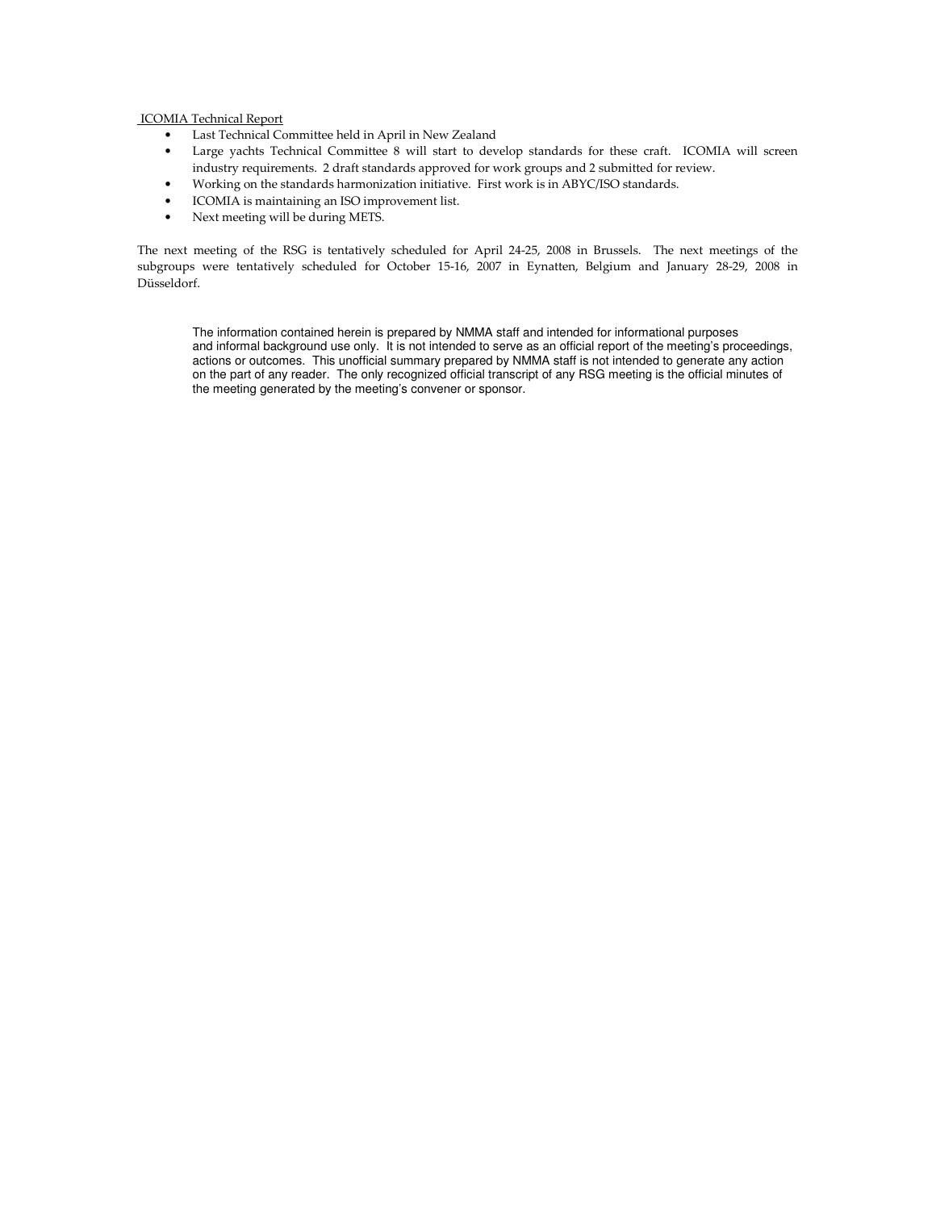ICOMIA Technical Report

- Last Technical Committee held in April in New Zealand
- Large yachts Technical Committee 8 will start to develop standards for these craft. ICOMIA will screen industry requirements. 2 draft standards approved for work groups and 2 submitted for review.
- Working on the standards harmonization initiative. First work is in ABYC/ISO standards.
- ICOMIA is maintaining an ISO improvement list.
- Next meeting will be during METS.

The next meeting of the RSG is tentatively scheduled for April 24-25, 2008 in Brussels. The next meetings of the subgroups were tentatively scheduled for October 15-16, 2007 in Eynatten, Belgium and January 28-29, 2008 in Düsseldorf.

> The information contained herein is prepared by NMMA staff and intended for informational purposes and informal background use only. It is not intended to serve as an official report of the meeting's proceedings, actions or outcomes. This unofficial summary prepared by NMMA staff is not intended to generate any action on the part of any reader. The only recognized official transcript of any RSG meeting is the official minutes of the meeting generated by the meeting's convener or sponsor.